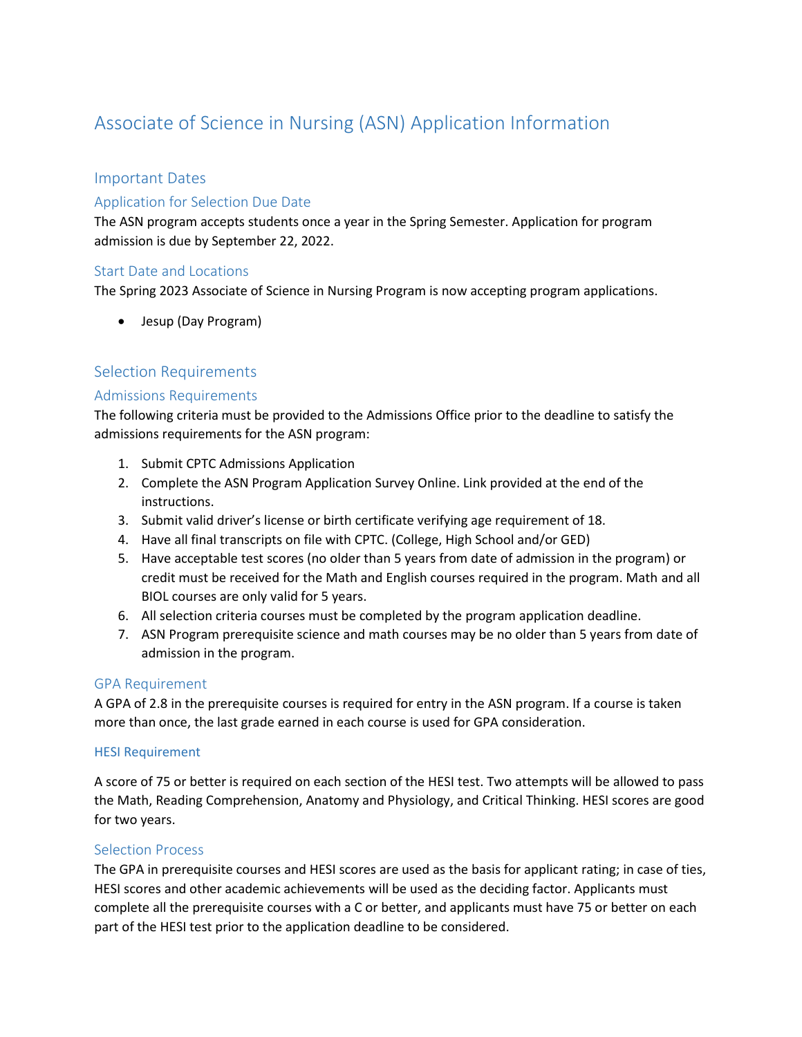# Associate of Science in Nursing (ASN) Application Information

## Important Dates

### Application for Selection Due Date

The ASN program accepts students once a year in the Spring Semester. Application for program admission is due by September 22, 2022.

### Start Date and Locations

The Spring 2023 Associate of Science in Nursing Program is now accepting program applications.

- Jesup (Day Program)

## Selection Requirements

### Admissions Requirements

The following criteria must be provided to the Admissions Office prior to the deadline to satisfy the admissions requirements for the ASN program:

1. Submit CPTC Admissions Application
2. Complete the ASN Program Application Survey Online. Link provided at the end of the instructions.
3. Submit valid driver's license or birth certificate verifying age requirement of 18.
4. Have all final transcripts on file with CPTC. (College, High School and/or GED)
5. Have acceptable test scores (no older than 5 years from date of admission in the program) or credit must be received for the Math and English courses required in the program. Math and all BIOL courses are only valid for 5 years.
6. All selection criteria courses must be completed by the program application deadline.
7. ASN Program prerequisite science and math courses may be no older than 5 years from date of admission in the program.

### GPA Requirement

A GPA of 2.8 in the prerequisite courses is required for entry in the ASN program. If a course is taken more than once, the last grade earned in each course is used for GPA consideration.

### HESI Requirement

A score of 75 or better is required on each section of the HESI test. Two attempts will be allowed to pass the Math, Reading Comprehension, Anatomy and Physiology, and Critical Thinking. HESI scores are good for two years.

### Selection Process

The GPA in prerequisite courses and HESI scores are used as the basis for applicant rating; in case of ties, HESI scores and other academic achievements will be used as the deciding factor. Applicants must complete all the prerequisite courses with a C or better, and applicants must have 75 or better on each part of the HESI test prior to the application deadline to be considered.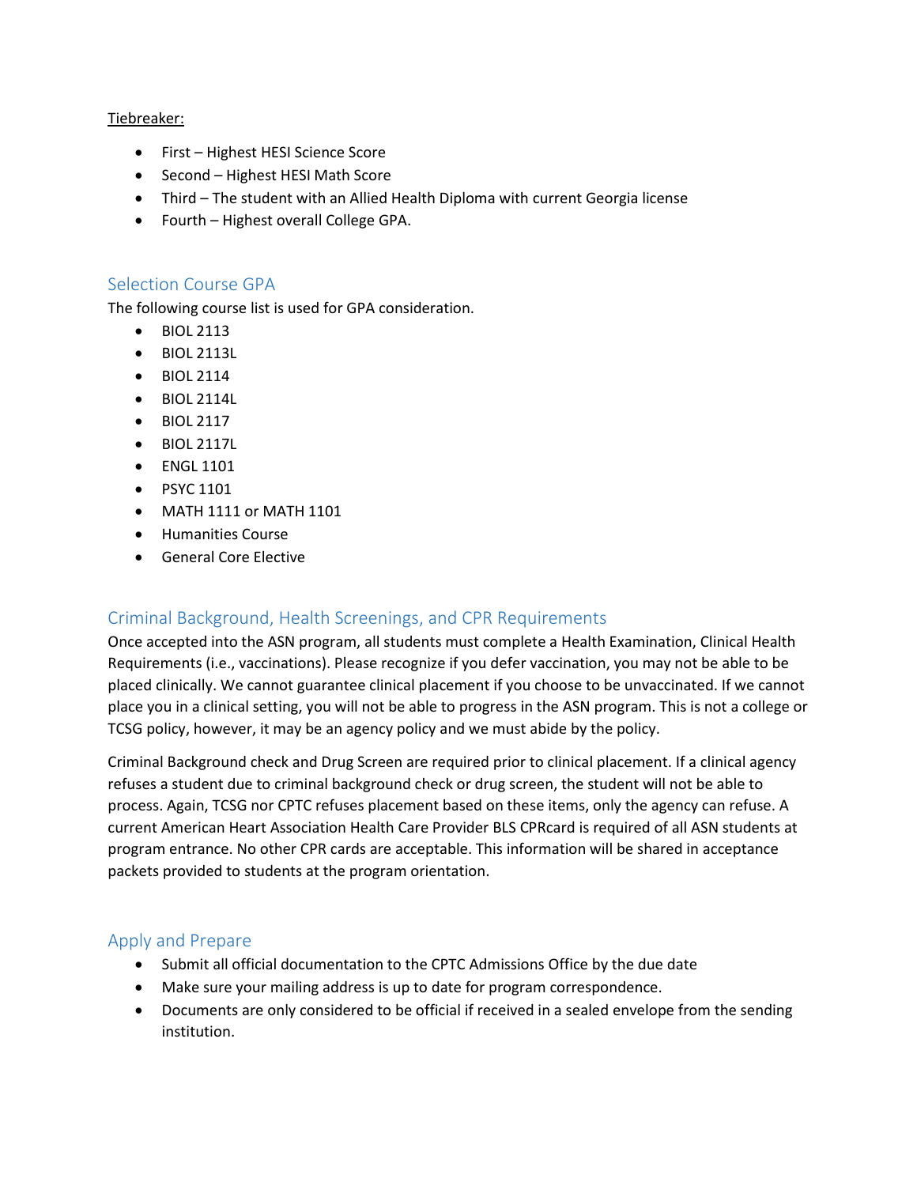Tiebreaker:

- First – Highest HESI Science Score
- Second – Highest HESI Math Score
- Third – The student with an Allied Health Diploma with current Georgia license
- Fourth – Highest overall College GPA.

## Selection Course GPA

The following course list is used for GPA consideration.

- BIOL 2113
- BIOL 2113L
- BIOL 2114
- BIOL 2114L
- BIOL 2117
- BIOL 2117L
- ENGL 1101
- PSYC 1101
- MATH 1111 or MATH 1101
- Humanities Course
- General Core Elective

## Criminal Background, Health Screenings, and CPR Requirements

Once accepted into the ASN program, all students must complete a Health Examination, Clinical Health Requirements (i.e., vaccinations). Please recognize if you defer vaccination, you may not be able to be placed clinically. We cannot guarantee clinical placement if you choose to be unvaccinated. If we cannot place you in a clinical setting, you will not be able to progress in the ASN program. This is not a college or TCSG policy, however, it may be an agency policy and we must abide by the policy.

Criminal Background check and Drug Screen are required prior to clinical placement. If a clinical agency refuses a student due to criminal background check or drug screen, the student will not be able to process. Again, TCSG nor CPTC refuses placement based on these items, only the agency can refuse. A current American Heart Association Health Care Provider BLS CPRcard is required of all ASN students at program entrance. No other CPR cards are acceptable. This information will be shared in acceptance packets provided to students at the program orientation.

## Apply and Prepare

- Submit all official documentation to the CPTC Admissions Office by the due date
- Make sure your mailing address is up to date for program correspondence.
- Documents are only considered to be official if received in a sealed envelope from the sending institution.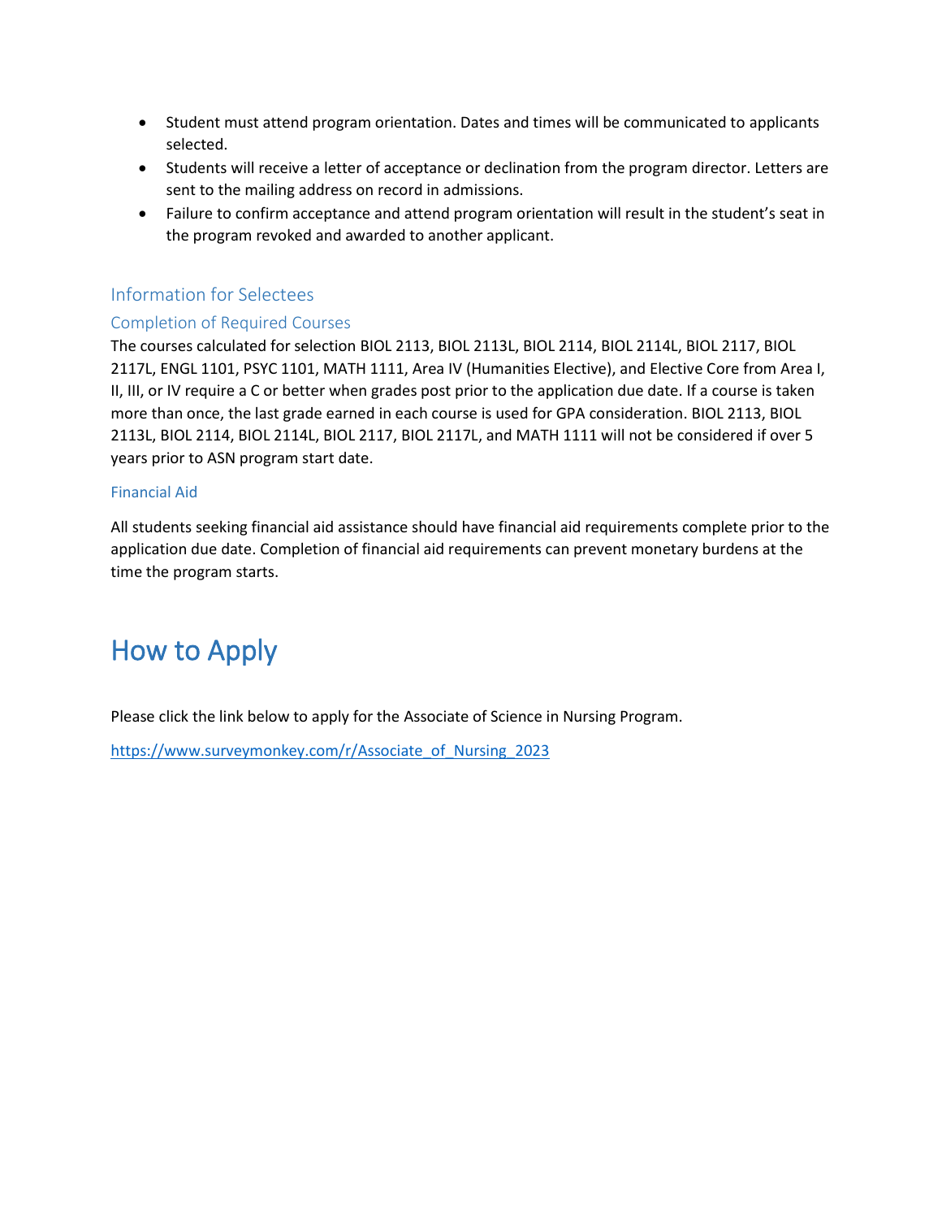- Student must attend program orientation. Dates and times will be communicated to applicants selected.
- Students will receive a letter of acceptance or declination from the program director. Letters are sent to the mailing address on record in admissions.
- Failure to confirm acceptance and attend program orientation will result in the student's seat in the program revoked and awarded to another applicant.

## Information for Selectees

### Completion of Required Courses

The courses calculated for selection BIOL 2113, BIOL 2113L, BIOL 2114, BIOL 2114L, BIOL 2117, BIOL 2117L, ENGL 1101, PSYC 1101, MATH 1111, Area IV (Humanities Elective), and Elective Core from Area I, II, III, or IV require a C or better when grades post prior to the application due date. If a course is taken more than once, the last grade earned in each course is used for GPA consideration. BIOL 2113, BIOL 2113L, BIOL 2114, BIOL 2114L, BIOL 2117, BIOL 2117L, and MATH 1111 will not be considered if over 5 years prior to ASN program start date.

### Financial Aid

All students seeking financial aid assistance should have financial aid requirements complete prior to the application due date. Completion of financial aid requirements can prevent monetary burdens at the time the program starts.

# How to Apply

Please click the link below to apply for the Associate of Science in Nursing Program.

https://www.surveymonkey.com/r/Associate_of_Nursing_2023